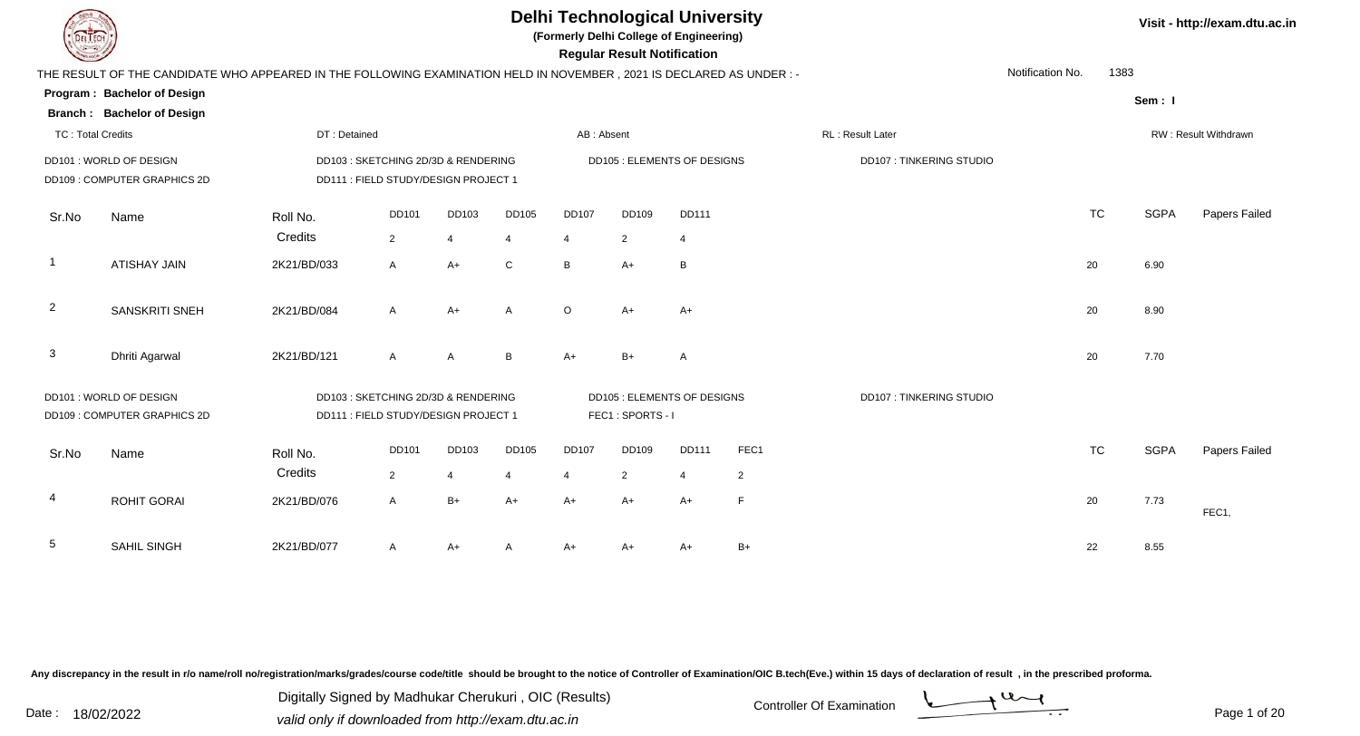# Delhi Technological University

**(Formerly Delhi College of Engineering)**

**Regular Result Notification**

Visit - http://exam.dtu.ac.in

THE RESULT OF THE CANDIDATE WHO APPEARED IN THE FOLLOWING EXAMINATION HELD IN NOVEMBER , 2021 IS DECLARED AS UNDER : -

Notification No. 1383

**Program : Bachelor of Design**

**Branch : Bachelor of Design**

Sem : I

TC : Total Credits | DT : Detained | AB : Absent | RL : Result Later | RW : Result Withdrawn

DD101 : WORLD OF DESIGN | DD103 : SKETCHING 2D/3D & RENDERING | DD105 : ELEMENTS OF DESIGNS | DD107 : TINKERING STUDIO
DD109 : COMPUTER GRAPHICS 2D | DD111 : FIELD STUDY/DESIGN PROJECT 1

| Sr.No | Name | Roll No. | DD101 | DD103 | DD105 | DD107 | DD109 | DD111 | TC | SGPA | Papers Failed |
|---|---|---|---|---|---|---|---|---|---|---|---|
| | | Credits | 2 | 4 | 4 | 4 | 2 | 4 | | | |
| 1 | ATISHAY JAIN | 2K21/BD/033 | A | A+ | C | B | A+ | B | 20 | 6.90 | |
| 2 | SANSKRITI SNEH | 2K21/BD/084 | A | A+ | A | O | A+ | A+ | 20 | 8.90 | |
| 3 | Dhriti Agarwal | 2K21/BD/121 | A | A | B | A+ | B+ | A | 20 | 7.70 | |

DD101 : WORLD OF DESIGN | DD103 : SKETCHING 2D/3D & RENDERING | DD105 : ELEMENTS OF DESIGNS | DD107 : TINKERING STUDIO
DD109 : COMPUTER GRAPHICS 2D | DD111 : FIELD STUDY/DESIGN PROJECT 1 | FEC1 : SPORTS - I

| Sr.No | Name | Roll No. | DD101 | DD103 | DD105 | DD107 | DD109 | DD111 | FEC1 | TC | SGPA | Papers Failed |
|---|---|---|---|---|---|---|---|---|---|---|---|---|
| | | Credits | 2 | 4 | 4 | 4 | 2 | 4 | 2 | | | |
| 4 | ROHIT GORAI | 2K21/BD/076 | A | B+ | A+ | A+ | A+ | A+ | F | 20 | 7.73 | FEC1, |
| 5 | SAHIL SINGH | 2K21/BD/077 | A | A+ | A | A+ | A+ | A+ | B+ | 22 | 8.55 | |

Any discrepancy in the result in r/o name/roll no/registration/marks/grades/course code/title should be brought to the notice of Controller of Examination/OIC B.tech(Eve.) within 15 days of declaration of result , in the prescribed proforma.

Date : 18/02/2022

Digitally Signed by Madhukar Cherukuri , OIC (Results)
valid only if downloaded from http://exam.dtu.ac.in

Controller Of Examination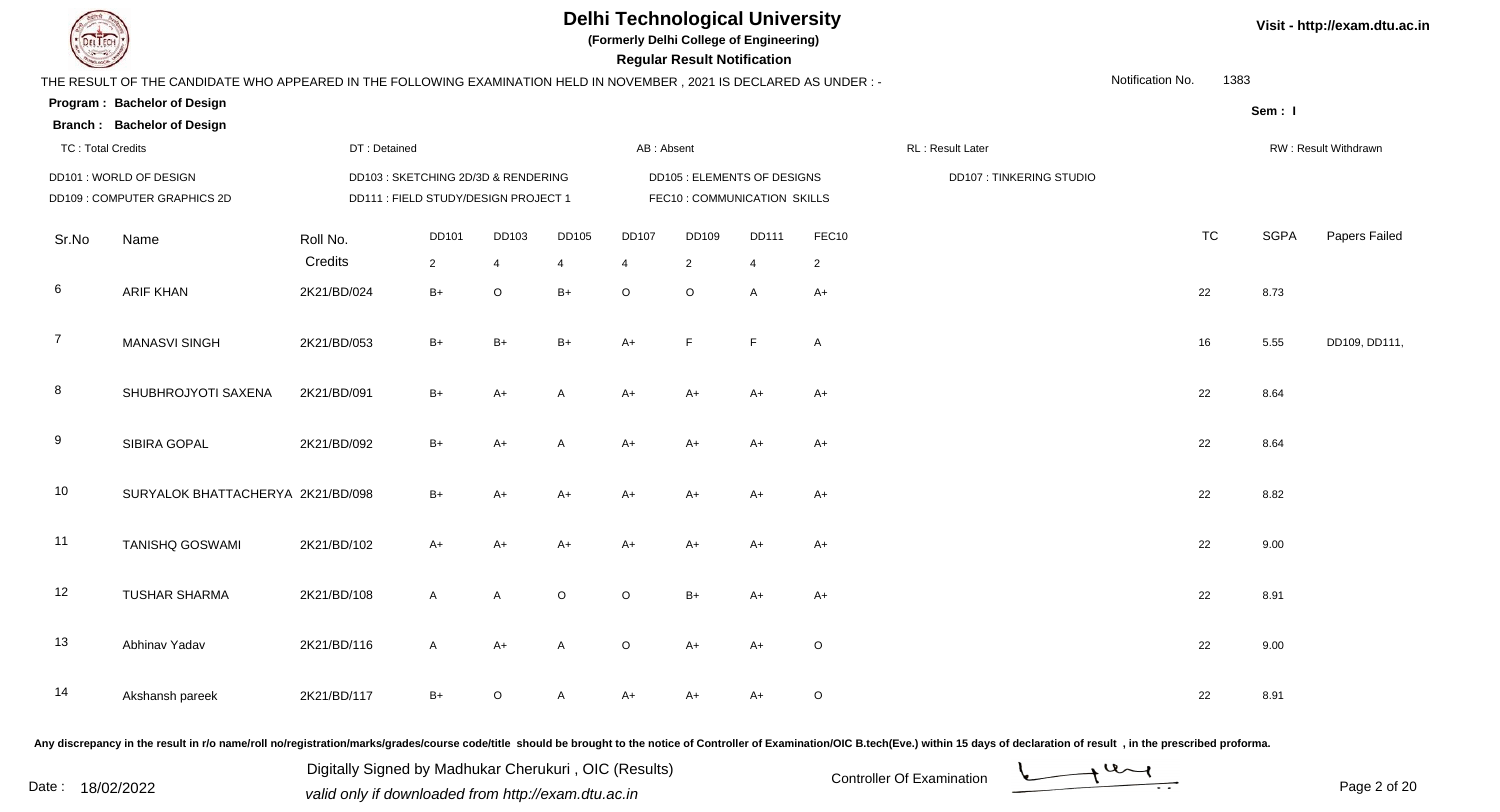# Delhi Technological University

**(Formerly Delhi College of Engineering)**

**Regular Result Notification**

Visit - http://exam.dtu.ac.in

THE RESULT OF THE CANDIDATE WHO APPEARED IN THE FOLLOWING EXAMINATION HELD IN NOVEMBER , 2021 IS DECLARED AS UNDER : -

Notification No. 1383

**Program : Bachelor of Design**

**Branch : Bachelor of Design**

Sem : I

TC : Total Credits | DT : Detained | AB : Absent | RL : Result Later | RW : Result Withdrawn

DD101 : WORLD OF DESIGN
DD103 : SKETCHING 2D/3D & RENDERING
DD105 : ELEMENTS OF DESIGNS
DD107 : TINKERING STUDIO
DD109 : COMPUTER GRAPHICS 2D
DD111 : FIELD STUDY/DESIGN PROJECT 1
FEC10 : COMMUNICATION SKILLS

| Sr.No | Name | Roll No. | DD101 | DD103 | DD105 | DD107 | DD109 | DD111 | FEC10 | TC | SGPA | Papers Failed |
|---|---|---|---|---|---|---|---|---|---|---|---|---|
| | | Credits | 2 | 4 | 4 | 4 | 2 | 4 | 2 | | | |
| 6 | ARIF KHAN | 2K21/BD/024 | B+ | O | B+ | O | O | A | A+ | 22 | 8.73 | |
| 7 | MANASVI SINGH | 2K21/BD/053 | B+ | B+ | B+ | A+ | F | F | A | 16 | 5.55 | DD109, DD111, |
| 8 | SHUBHROJYOTI SAXENA | 2K21/BD/091 | B+ | A+ | A | A+ | A+ | A+ | A+ | 22 | 8.64 | |
| 9 | SIBIRA GOPAL | 2K21/BD/092 | B+ | A+ | A | A+ | A+ | A+ | A+ | 22 | 8.64 | |
| 10 | SURYALOK BHATTACHERYA | 2K21/BD/098 | B+ | A+ | A+ | A+ | A+ | A+ | A+ | 22 | 8.82 | |
| 11 | TANISHQ GOSWAMI | 2K21/BD/102 | A+ | A+ | A+ | A+ | A+ | A+ | A+ | 22 | 9.00 | |
| 12 | TUSHAR SHARMA | 2K21/BD/108 | A | A | O | O | B+ | A+ | A+ | 22 | 8.91 | |
| 13 | Abhinav Yadav | 2K21/BD/116 | A | A+ | A | O | A+ | A+ | O | 22 | 9.00 | |
| 14 | Akshansh pareek | 2K21/BD/117 | B+ | O | A | A+ | A+ | A+ | O | 22 | 8.91 | |

Any discrepancy in the result in r/o name/roll no/registration/marks/grades/course code/title should be brought to the notice of Controller of Examination/OIC B.tech(Eve.) within 15 days of declaration of result , in the prescribed proforma.

Date : 18/02/2022

Digitally Signed by Madhukar Cherukuri , OIC (Results)
valid only if downloaded from http://exam.dtu.ac.in

Controller Of Examination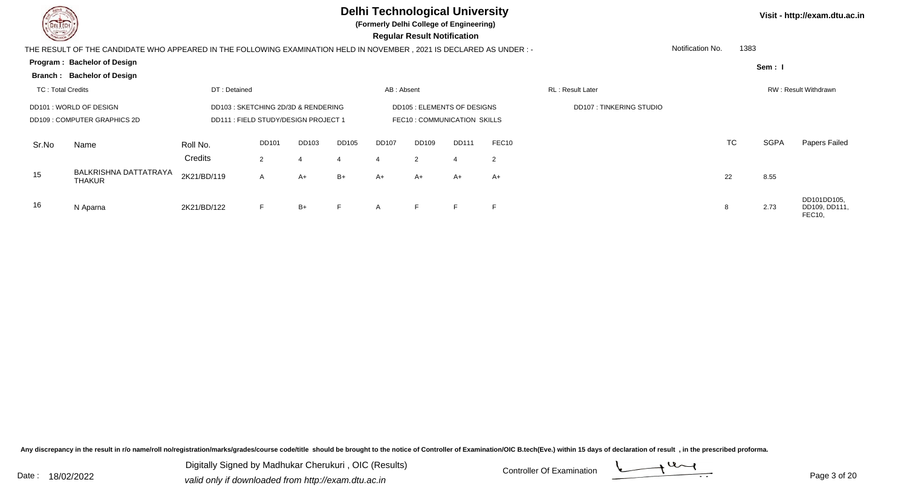# Delhi Technological University

**(Formerly Delhi College of Engineering)**

**Regular Result Notification**

Visit - http://exam.dtu.ac.in

THE RESULT OF THE CANDIDATE WHO APPEARED IN THE FOLLOWING EXAMINATION HELD IN NOVEMBER , 2021 IS DECLARED AS UNDER : -

Notification No. 1383

**Program : Bachelor of Design**

**Branch : Bachelor of Design**

Sem : I

TC : Total Credits | DT : Detained | AB : Absent | RL : Result Later | RW : Result Withdrawn

DD101 : WORLD OF DESIGN | DD103 : SKETCHING 2D/3D & RENDERING | DD105 : ELEMENTS OF DESIGNS | DD107 : TINKERING STUDIO

DD109 : COMPUTER GRAPHICS 2D | DD111 : FIELD STUDY/DESIGN PROJECT 1 | FEC10 : COMMUNICATION SKILLS

| Sr.No | Name | Roll No. | DD101 | DD103 | DD105 | DD107 | DD109 | DD111 | FEC10 | TC | SGPA | Papers Failed |
|---|---|---|---|---|---|---|---|---|---|---|---|---|
| | | Credits | 2 | 4 | 4 | 4 | 2 | 4 | 2 | | | |
| 15 | BALKRISHNA DATTATRAYA THAKUR | 2K21/BD/119 | A | A+ | B+ | A+ | A+ | A+ | A+ | 22 | 8.55 | |
| 16 | N Aparna | 2K21/BD/122 | F | B+ | F | A | F | F | F | 8 | 2.73 | DD101DD105, DD109, DD111, FEC10, |

Any discrepancy in the result in r/o name/roll no/registration/marks/grades/course code/title should be brought to the notice of Controller of Examination/OIC B.tech(Eve.) within 15 days of declaration of result , in the prescribed proforma.

Date : 18/02/2022

Digitally Signed by Madhukar Cherukuri , OIC (Results)

valid only if downloaded from http://exam.dtu.ac.in

Controller Of Examination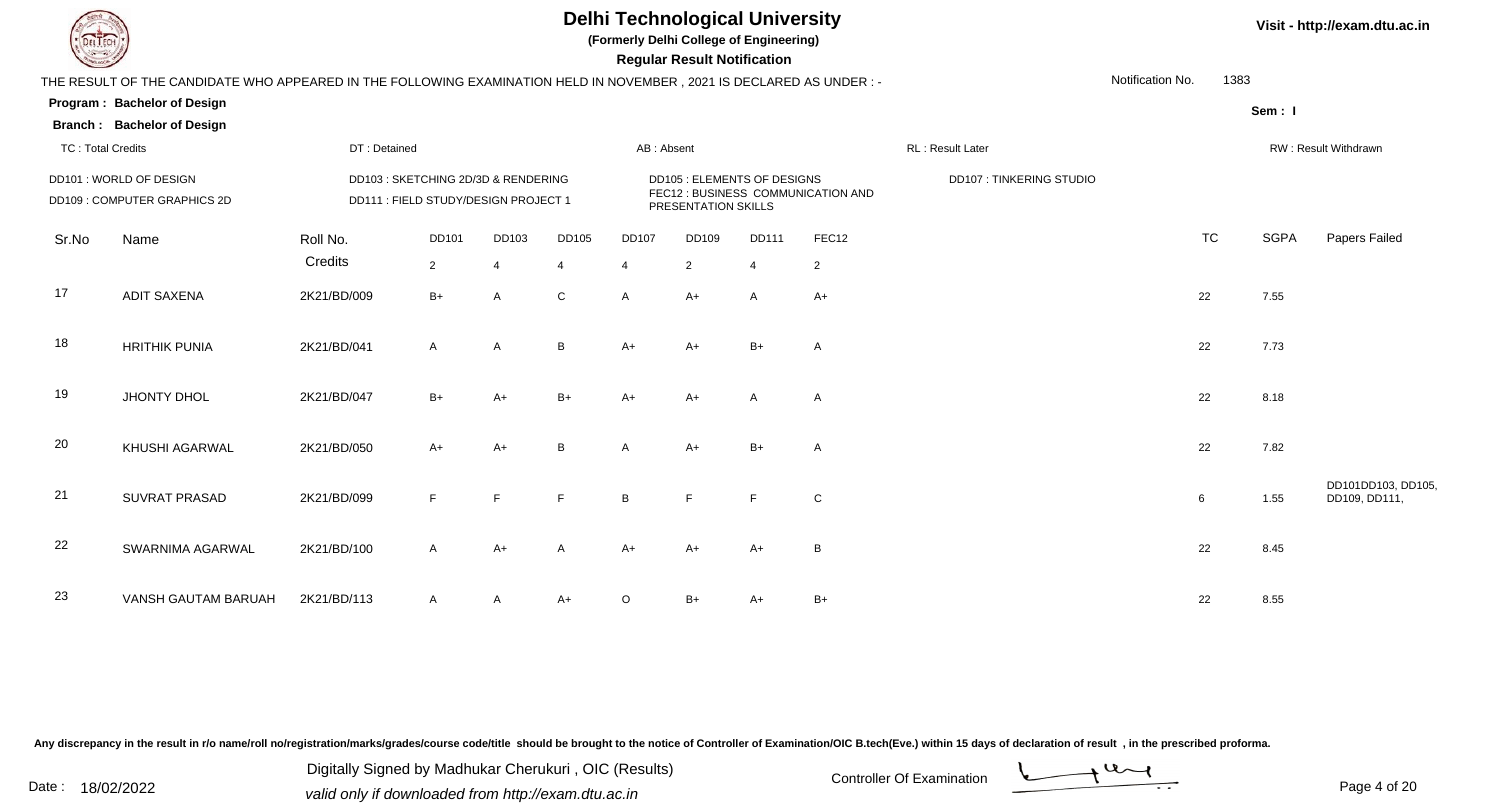# Delhi Technological University

**(Formerly Delhi College of Engineering)**

**Regular Result Notification**

Visit - http://exam.dtu.ac.in

THE RESULT OF THE CANDIDATE WHO APPEARED IN THE FOLLOWING EXAMINATION HELD IN NOVEMBER , 2021 IS DECLARED AS UNDER : -

Notification No. 1383

**Program : Bachelor of Design**

**Sem : I**

**Branch : Bachelor of Design**

TC : Total Credits | DT : Detained | AB : Absent | RL : Result Later | RW : Result Withdrawn

DD101 : WORLD OF DESIGN
DD103 : SKETCHING 2D/3D & RENDERING
DD105 : ELEMENTS OF DESIGNS
DD107 : TINKERING STUDIO
DD109 : COMPUTER GRAPHICS 2D
DD111 : FIELD STUDY/DESIGN PROJECT 1
FEC12 : BUSINESS COMMUNICATION AND PRESENTATION SKILLS

| Sr.No | Name | Roll No. | DD101 | DD103 | DD105 | DD107 | DD109 | DD111 | FEC12 | TC | SGPA | Papers Failed |
|---|---|---|---|---|---|---|---|---|---|---|---|---|
| | | Credits | 2 | 4 | 4 | 4 | 2 | 4 | 2 | | | |
| 17 | ADIT SAXENA | 2K21/BD/009 | B+ | A | C | A | A+ | A | A+ | 22 | 7.55 | |
| 18 | HRITHIK PUNIA | 2K21/BD/041 | A | A | B | A+ | A+ | B+ | A | 22 | 7.73 | |
| 19 | JHONTY DHOL | 2K21/BD/047 | B+ | A+ | B+ | A+ | A+ | A | A | 22 | 8.18 | |
| 20 | KHUSHI AGARWAL | 2K21/BD/050 | A+ | A+ | B | A | A+ | B+ | A | 22 | 7.82 | |
| 21 | SUVRAT PRASAD | 2K21/BD/099 | F | F | F | B | F | F | C | 6 | 1.55 | DD101DD103, DD105, DD109, DD111, |
| 22 | SWARNIMA AGARWAL | 2K21/BD/100 | A | A+ | A | A+ | A+ | A+ | B | 22 | 8.45 | |
| 23 | VANSH GAUTAM BARUAH | 2K21/BD/113 | A | A | A+ | O | B+ | A+ | B+ | 22 | 8.55 | |

Any discrepancy in the result in r/o name/roll no/registration/marks/grades/course code/title should be brought to the notice of Controller of Examination/OIC B.tech(Eve.) within 15 days of declaration of result , in the prescribed proforma.

Date : 18/02/2022

Digitally Signed by Madhukar Cherukuri , OIC (Results)
valid only if downloaded from http://exam.dtu.ac.in

Controller Of Examination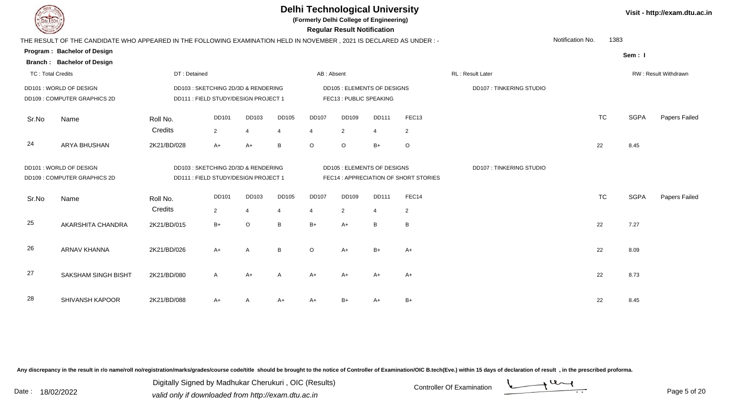# Delhi Technological University

**(Formerly Delhi College of Engineering)**

**Regular Result Notification**

Visit - http://exam.dtu.ac.in

THE RESULT OF THE CANDIDATE WHO APPEARED IN THE FOLLOWING EXAMINATION HELD IN NOVEMBER , 2021 IS DECLARED AS UNDER : -

Notification No. 1383

**Program : Bachelor of Design**

**Branch : Bachelor of Design**

Sem : I

TC : Total Credits | DT : Detained | AB : Absent | RL : Result Later | RW : Result Withdrawn

DD101 : WORLD OF DESIGN | DD103 : SKETCHING 2D/3D & RENDERING | DD105 : ELEMENTS OF DESIGNS | DD107 : TINKERING STUDIO
DD109 : COMPUTER GRAPHICS 2D | DD111 : FIELD STUDY/DESIGN PROJECT 1 | FEC13 : PUBLIC SPEAKING

| Sr.No | Name | Roll No. | DD101 | DD103 | DD105 | DD107 | DD109 | DD111 | FEC13 | TC | SGPA | Papers Failed |
|---|---|---|---|---|---|---|---|---|---|---|---|---|
| | | Credits | 2 | 4 | 4 | 4 | 2 | 4 | 2 | | | |
| 24 | ARYA BHUSHAN | 2K21/BD/028 | A+ | A+ | B | O | O | B+ | O | 22 | 8.45 | |

DD101 : WORLD OF DESIGN | DD103 : SKETCHING 2D/3D & RENDERING | DD105 : ELEMENTS OF DESIGNS | DD107 : TINKERING STUDIO
DD109 : COMPUTER GRAPHICS 2D | DD111 : FIELD STUDY/DESIGN PROJECT 1 | FEC14 : APPRECIATION OF SHORT STORIES

| Sr.No | Name | Roll No. | DD101 | DD103 | DD105 | DD107 | DD109 | DD111 | FEC14 | TC | SGPA | Papers Failed |
|---|---|---|---|---|---|---|---|---|---|---|---|---|
| | | Credits | 2 | 4 | 4 | 4 | 2 | 4 | 2 | | | |
| 25 | AKARSHITA CHANDRA | 2K21/BD/015 | B+ | O | B | B+ | A+ | B | B | 22 | 7.27 | |
| 26 | ARNAV KHANNA | 2K21/BD/026 | A+ | A | B | O | A+ | B+ | A+ | 22 | 8.09 | |
| 27 | SAKSHAM SINGH BISHT | 2K21/BD/080 | A | A+ | A | A+ | A+ | A+ | A+ | 22 | 8.73 | |
| 28 | SHIVANSH KAPOOR | 2K21/BD/088 | A+ | A | A+ | A+ | B+ | A+ | B+ | 22 | 8.45 | |

Any discrepancy in the result in r/o name/roll no/registration/marks/grades/course code/title should be brought to the notice of Controller of Examination/OIC B.tech(Eve.) within 15 days of declaration of result , in the prescribed proforma.

Date : 18/02/2022

Digitally Signed by Madhukar Cherukuri , OIC (Results)
valid only if downloaded from http://exam.dtu.ac.in

Controller Of Examination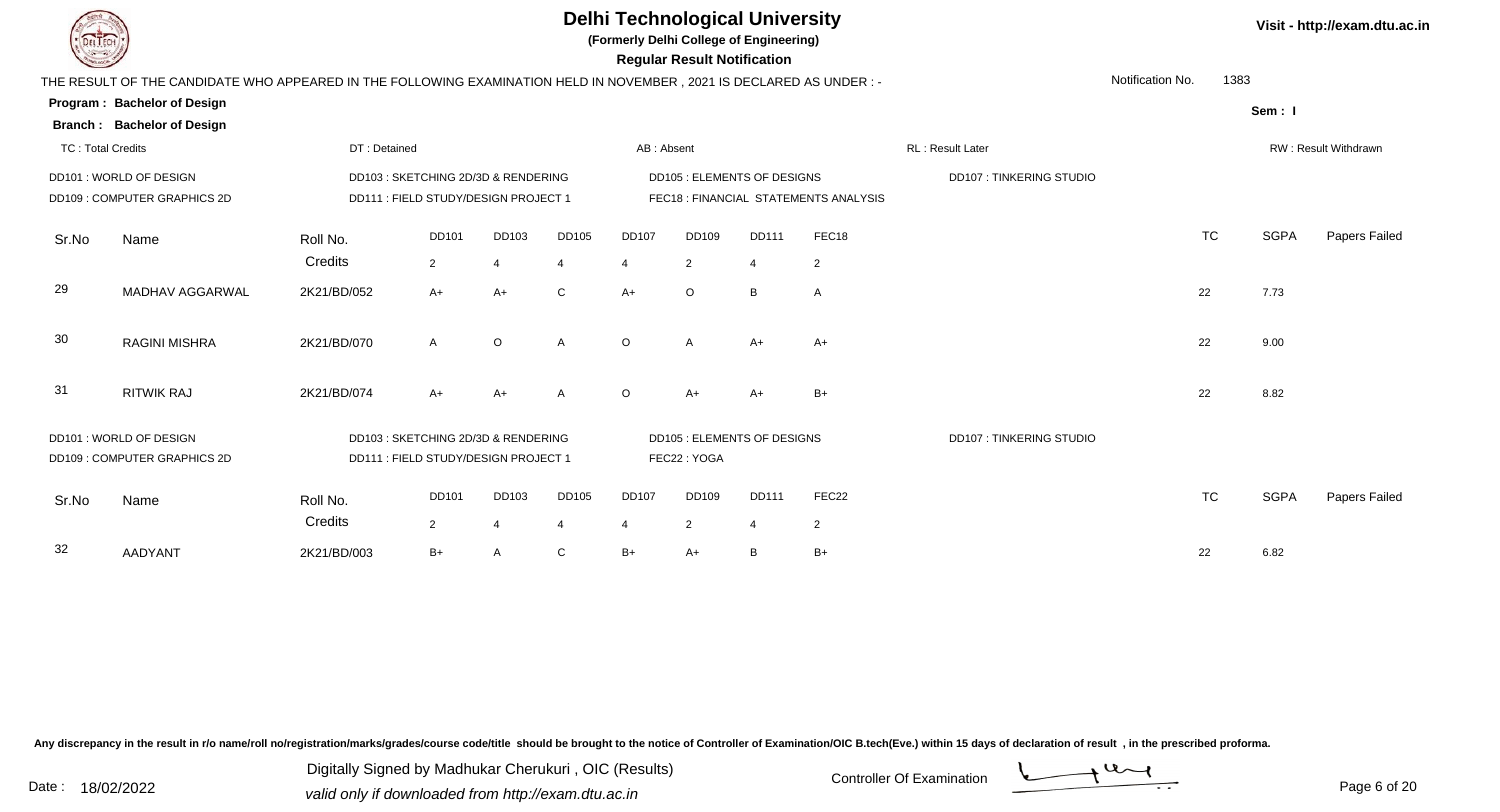# Delhi Technological University

**(Formerly Delhi College of Engineering)**

**Regular Result Notification**

Visit - http://exam.dtu.ac.in

THE RESULT OF THE CANDIDATE WHO APPEARED IN THE FOLLOWING EXAMINATION HELD IN NOVEMBER , 2021 IS DECLARED AS UNDER : -

Notification No. 1383

**Program : Bachelor of Design**

**Branch : Bachelor of Design**

Sem : I

TC : Total Credits | DT : Detained | AB : Absent | RL : Result Later | RW : Result Withdrawn

DD101 : WORLD OF DESIGN
DD103 : SKETCHING 2D/3D & RENDERING
DD105 : ELEMENTS OF DESIGNS
DD107 : TINKERING STUDIO
DD109 : COMPUTER GRAPHICS 2D
DD111 : FIELD STUDY/DESIGN PROJECT 1
FEC18 : FINANCIAL STATEMENTS ANALYSIS

| Sr.No | Name | Roll No. | DD101 | DD103 | DD105 | DD107 | DD109 | DD111 | FEC18 | TC | SGPA | Papers Failed |
|---|---|---|---|---|---|---|---|---|---|---|---|---|
| | | Credits | 2 | 4 | 4 | 4 | 2 | 4 | 2 | | | |
| 29 | MADHAV AGGARWAL | 2K21/BD/052 | A+ | A+ | C | A+ | O | B | A | 22 | 7.73 | |
| 30 | RAGINI MISHRA | 2K21/BD/070 | A | O | A | O | A | A+ | A+ | 22 | 9.00 | |
| 31 | RITWIK RAJ | 2K21/BD/074 | A+ | A+ | A | O | A+ | A+ | B+ | 22 | 8.82 | |

DD101 : WORLD OF DESIGN
DD103 : SKETCHING 2D/3D & RENDERING
DD105 : ELEMENTS OF DESIGNS
DD107 : TINKERING STUDIO
DD109 : COMPUTER GRAPHICS 2D
DD111 : FIELD STUDY/DESIGN PROJECT 1
FEC22 : YOGA

| Sr.No | Name | Roll No. | DD101 | DD103 | DD105 | DD107 | DD109 | DD111 | FEC22 | TC | SGPA | Papers Failed |
|---|---|---|---|---|---|---|---|---|---|---|---|---|
| | | Credits | 2 | 4 | 4 | 4 | 2 | 4 | 2 | | | |
| 32 | AADYANT | 2K21/BD/003 | B+ | A | C | B+ | A+ | B | B+ | 22 | 6.82 | |

Any discrepancy in the result in r/o name/roll no/registration/marks/grades/course code/title should be brought to the notice of Controller of Examination/OIC B.tech(Eve.) within 15 days of declaration of result , in the prescribed proforma.

Date : 18/02/2022

Digitally Signed by Madhukar Cherukuri , OIC (Results)
valid only if downloaded from http://exam.dtu.ac.in

Controller Of Examination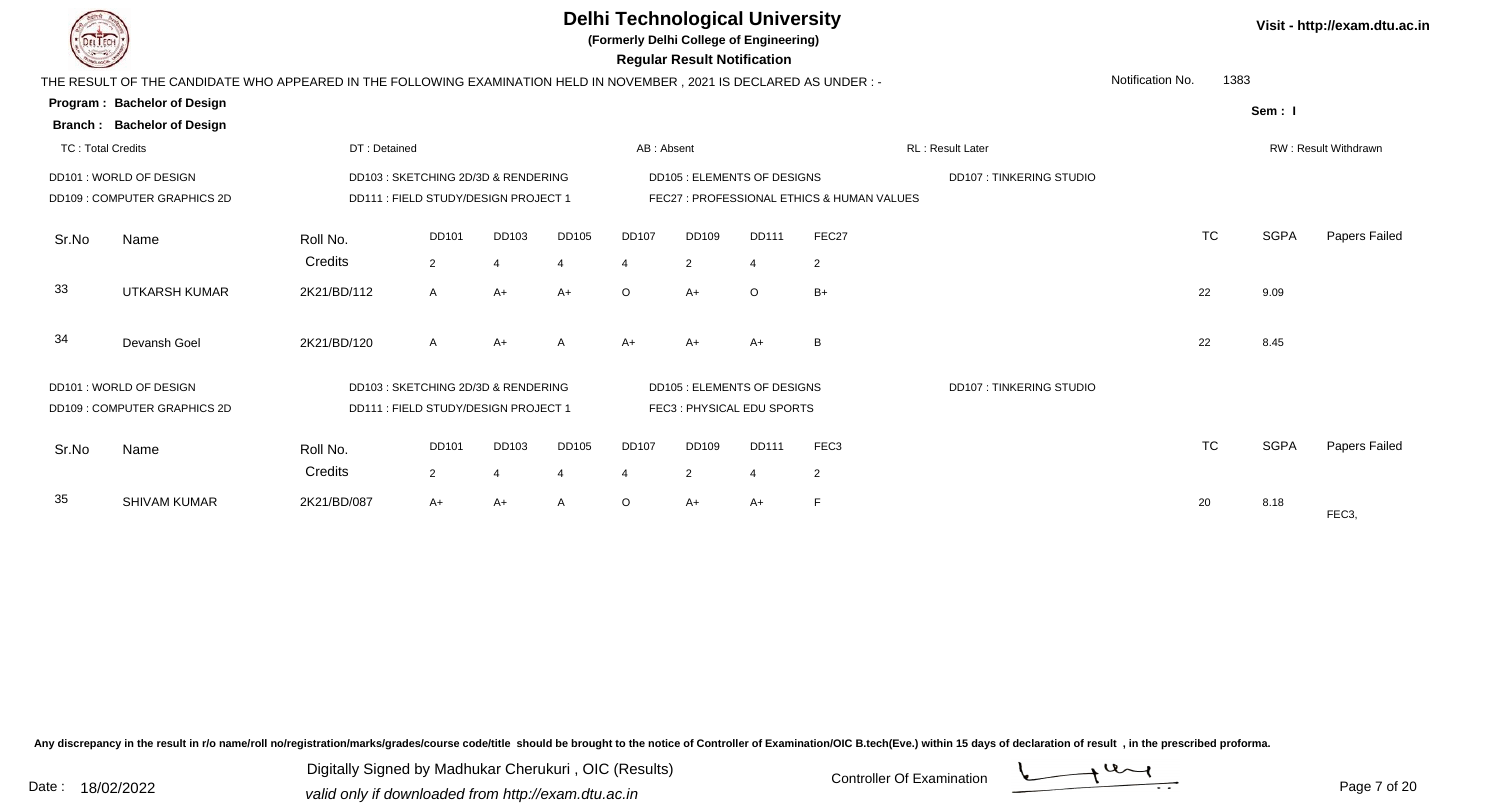# Delhi Technological University

**(Formerly Delhi College of Engineering)**

**Regular Result Notification**

Visit - http://exam.dtu.ac.in

THE RESULT OF THE CANDIDATE WHO APPEARED IN THE FOLLOWING EXAMINATION HELD IN NOVEMBER , 2021 IS DECLARED AS UNDER : -

Notification No. 1383

**Program : Bachelor of Design**

**Branch : Bachelor of Design**

Sem : I

TC : Total Credits | DT : Detained | AB : Absent | RL : Result Later | RW : Result Withdrawn

DD101 : WORLD OF DESIGN | DD103 : SKETCHING 2D/3D & RENDERING | DD105 : ELEMENTS OF DESIGNS | DD107 : TINKERING STUDIO
DD109 : COMPUTER GRAPHICS 2D | DD111 : FIELD STUDY/DESIGN PROJECT 1 | FEC27 : PROFESSIONAL ETHICS & HUMAN VALUES

| Sr.No | Name | Roll No. | DD101 | DD103 | DD105 | DD107 | DD109 | DD111 | FEC27 | TC | SGPA | Papers Failed |
|---|---|---|---|---|---|---|---|---|---|---|---|---|
| | | Credits | 2 | 4 | 4 | 4 | 2 | 4 | 2 | | | |
| 33 | UTKARSH KUMAR | 2K21/BD/112 | A | A+ | A+ | O | A+ | O | B+ | 22 | 9.09 | |
| 34 | Devansh Goel | 2K21/BD/120 | A | A+ | A | A+ | A+ | A+ | B | 22 | 8.45 | |

DD101 : WORLD OF DESIGN | DD103 : SKETCHING 2D/3D & RENDERING | DD105 : ELEMENTS OF DESIGNS | DD107 : TINKERING STUDIO
DD109 : COMPUTER GRAPHICS 2D | DD111 : FIELD STUDY/DESIGN PROJECT 1 | FEC3 : PHYSICAL EDU SPORTS

| Sr.No | Name | Roll No. | DD101 | DD103 | DD105 | DD107 | DD109 | DD111 | FEC3 | TC | SGPA | Papers Failed |
|---|---|---|---|---|---|---|---|---|---|---|---|---|
| | | Credits | 2 | 4 | 4 | 4 | 2 | 4 | 2 | | | |
| 35 | SHIVAM KUMAR | 2K21/BD/087 | A+ | A+ | A | O | A+ | A+ | F | 20 | 8.18 | FEC3, |

Any discrepancy in the result in r/o name/roll no/registration/marks/grades/course code/title should be brought to the notice of Controller of Examination/OIC B.tech(Eve.) within 15 days of declaration of result , in the prescribed proforma.

Date : 18/02/2022

Digitally Signed by Madhukar Cherukuri , OIC (Results)
valid only if downloaded from http://exam.dtu.ac.in

Controller Of Examination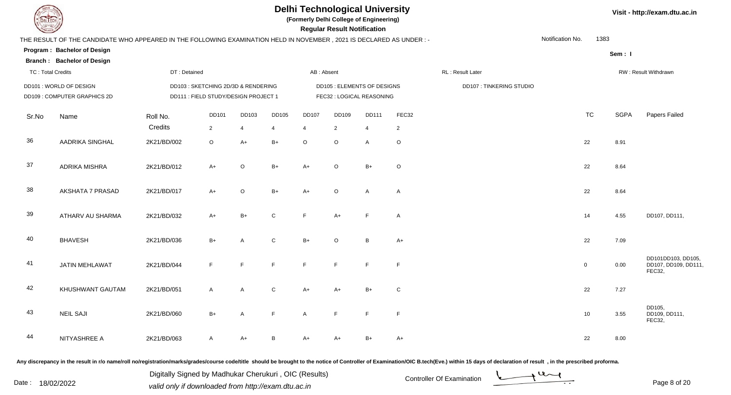# Delhi Technological University

**(Formerly Delhi College of Engineering)**

**Regular Result Notification**

Visit - http://exam.dtu.ac.in

THE RESULT OF THE CANDIDATE WHO APPEARED IN THE FOLLOWING EXAMINATION HELD IN NOVEMBER , 2021 IS DECLARED AS UNDER : -

Notification No. 1383

**Program : Bachelor of Design**

**Branch : Bachelor of Design**

Sem : I

TC : Total Credits | DT : Detained | AB : Absent | RL : Result Later | RW : Result Withdrawn

DD101 : WORLD OF DESIGN
DD103 : SKETCHING 2D/3D & RENDERING
DD105 : ELEMENTS OF DESIGNS
DD107 : TINKERING STUDIO
DD109 : COMPUTER GRAPHICS 2D
DD111 : FIELD STUDY/DESIGN PROJECT 1
FEC32 : LOGICAL REASONING

| Sr.No | Name | Roll No. | DD101 | DD103 | DD105 | DD107 | DD109 | DD111 | FEC32 | TC | SGPA | Papers Failed |
|---|---|---|---|---|---|---|---|---|---|---|---|---|
| | | Credits | 2 | 4 | 4 | 4 | 2 | 4 | 2 | | | |
| 36 | AADRIKA SINGHAL | 2K21/BD/002 | O | A+ | B+ | O | O | A | O | 22 | 8.91 | |
| 37 | ADRIKA MISHRA | 2K21/BD/012 | A+ | O | B+ | A+ | O | B+ | O | 22 | 8.64 | |
| 38 | AKSHATA 7 PRASAD | 2K21/BD/017 | A+ | O | B+ | A+ | O | A | A | 22 | 8.64 | |
| 39 | ATHARV AU SHARMA | 2K21/BD/032 | A+ | B+ | C | F | A+ | F | A | 14 | 4.55 | DD107, DD111, |
| 40 | BHAVESH | 2K21/BD/036 | B+ | A | C | B+ | O | B | A+ | 22 | 7.09 | |
| 41 | JATIN MEHLAWAT | 2K21/BD/044 | F | F | F | F | F | F | F | 0 | 0.00 | DD101DD103, DD105, DD107, DD109, DD111, FEC32, |
| 42 | KHUSHWANT GAUTAM | 2K21/BD/051 | A | A | C | A+ | A+ | B+ | C | 22 | 7.27 | |
| 43 | NEIL SAJI | 2K21/BD/060 | B+ | A | F | A | F | F | F | 10 | 3.55 | DD105, DD109, DD111, FEC32, |
| 44 | NITYASHREE A | 2K21/BD/063 | A | A+ | B | A+ | A+ | B+ | A+ | 22 | 8.00 | |

Any discrepancy in the result in r/o name/roll no/registration/marks/grades/course code/title should be brought to the notice of Controller of Examination/OIC B.tech(Eve.) within 15 days of declaration of result , in the prescribed proforma.

Date : 18/02/2022

Digitally Signed by Madhukar Cherukuri , OIC (Results)
valid only if downloaded from http://exam.dtu.ac.in

Controller Of Examination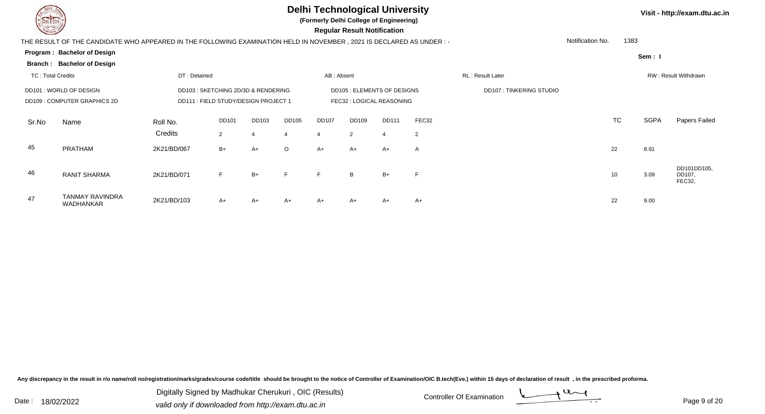# Delhi Technological University

**(Formerly Delhi College of Engineering)**

**Regular Result Notification**

Visit - http://exam.dtu.ac.in

THE RESULT OF THE CANDIDATE WHO APPEARED IN THE FOLLOWING EXAMINATION HELD IN NOVEMBER , 2021 IS DECLARED AS UNDER : -

Notification No. 1383

**Program : Bachelor of Design**

**Branch : Bachelor of Design**

Sem : I

TC : Total Credits | DT : Detained | AB : Absent | RL : Result Later | RW : Result Withdrawn

DD101 : WORLD OF DESIGN | DD103 : SKETCHING 2D/3D & RENDERING | DD105 : ELEMENTS OF DESIGNS | DD107 : TINKERING STUDIO

DD109 : COMPUTER GRAPHICS 2D | DD111 : FIELD STUDY/DESIGN PROJECT 1 | FEC32 : LOGICAL REASONING

| Sr.No | Name | Roll No. | DD101 | DD103 | DD105 | DD107 | DD109 | DD111 | FEC32 | TC | SGPA | Papers Failed |
|---|---|---|---|---|---|---|---|---|---|---|---|---|
| | | Credits | 2 | 4 | 4 | 4 | 2 | 4 | 2 | | | |
| 45 | PRATHAM | 2K21/BD/067 | B+ | A+ | O | A+ | A+ | A+ | A | 22 | 8.91 | |
| 46 | RANIT SHARMA | 2K21/BD/071 | F | B+ | F | F | B | B+ | F | 10 | 3.09 | DD101DD105, DD107, FEC32, |
| 47 | TANMAY RAVINDRA WADHANKAR | 2K21/BD/103 | A+ | A+ | A+ | A+ | A+ | A+ | A+ | 22 | 9.00 | |

Any discrepancy in the result in r/o name/roll no/registration/marks/grades/course code/title should be brought to the notice of Controller of Examination/OIC B.tech(Eve.) within 15 days of declaration of result , in the prescribed proforma.

Date : 18/02/2022

Digitally Signed by Madhukar Cherukuri , OIC (Results)
valid only if downloaded from http://exam.dtu.ac.in

Controller Of Examination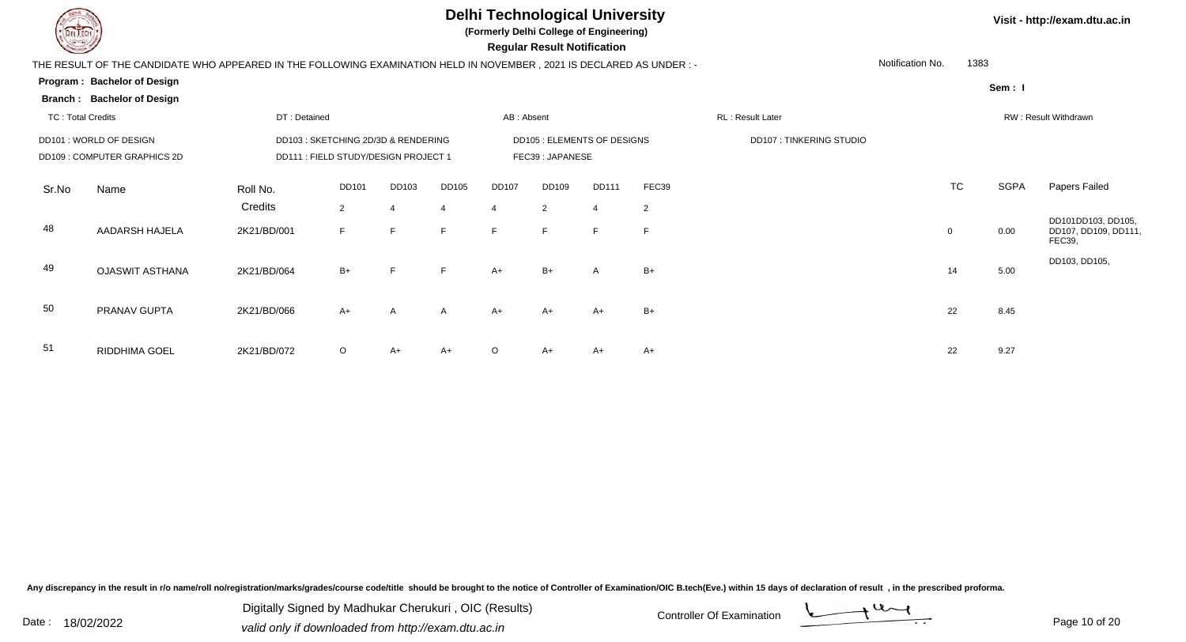# Delhi Technological University

**(Formerly Delhi College of Engineering)**

**Regular Result Notification**

Visit - http://exam.dtu.ac.in

THE RESULT OF THE CANDIDATE WHO APPEARED IN THE FOLLOWING EXAMINATION HELD IN NOVEMBER , 2021 IS DECLARED AS UNDER : -

Notification No. 1383

**Program : Bachelor of Design**

**Branch : Bachelor of Design**

Sem : I

TC : Total Credits | DT : Detained | AB : Absent | RL : Result Later | RW : Result Withdrawn

DD101 : WORLD OF DESIGN
DD103 : SKETCHING 2D/3D & RENDERING
DD105 : ELEMENTS OF DESIGNS
DD107 : TINKERING STUDIO
DD109 : COMPUTER GRAPHICS 2D
DD111 : FIELD STUDY/DESIGN PROJECT 1
FEC39 : JAPANESE

| Sr.No | Name | Roll No. | DD101 | DD103 | DD105 | DD107 | DD109 | DD111 | FEC39 | TC | SGPA | Papers Failed |
|---|---|---|---|---|---|---|---|---|---|---|---|---|
| | | Credits | 2 | 4 | 4 | 4 | 2 | 4 | 2 | | | |
| 48 | AADARSH HAJELA | 2K21/BD/001 | F | F | F | F | F | F | F | 0 | 0.00 | DD101DD103, DD105, DD107, DD109, DD111, FEC39, |
| 49 | OJASWIT ASTHANA | 2K21/BD/064 | B+ | F | F | A+ | B+ | A | B+ | 14 | 5.00 | DD103, DD105, |
| 50 | PRANAV GUPTA | 2K21/BD/066 | A+ | A | A | A+ | A+ | A+ | B+ | 22 | 8.45 | |
| 51 | RIDDHIMA GOEL | 2K21/BD/072 | O | A+ | A+ | O | A+ | A+ | A+ | 22 | 9.27 | |

Any discrepancy in the result in r/o name/roll no/registration/marks/grades/course code/title should be brought to the notice of Controller of Examination/OIC B.tech(Eve.) within 15 days of declaration of result , in the prescribed proforma.

Date : 18/02/2022

Digitally Signed by Madhukar Cherukuri , OIC (Results)
valid only if downloaded from http://exam.dtu.ac.in

Controller Of Examination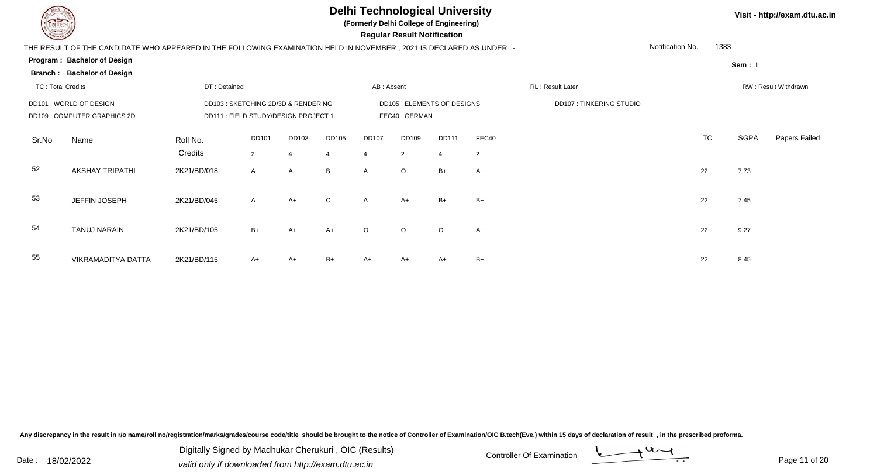# Delhi Technological University

**(Formerly Delhi College of Engineering)**

**Regular Result Notification**

Visit - http://exam.dtu.ac.in

THE RESULT OF THE CANDIDATE WHO APPEARED IN THE FOLLOWING EXAMINATION HELD IN NOVEMBER , 2021 IS DECLARED AS UNDER : -

Notification No. 1383

**Program : Bachelor of Design**

**Sem : I**

**Branch : Bachelor of Design**

TC : Total Credits | DT : Detained | AB : Absent | RL : Result Later | RW : Result Withdrawn

DD101 : WORLD OF DESIGN | DD103 : SKETCHING 2D/3D & RENDERING | DD105 : ELEMENTS OF DESIGNS | DD107 : TINKERING STUDIO

DD109 : COMPUTER GRAPHICS 2D | DD111 : FIELD STUDY/DESIGN PROJECT 1 | FEC40 : GERMAN

| Sr.No | Name | Roll No. | DD101 | DD103 | DD105 | DD107 | DD109 | DD111 | FEC40 | TC | SGPA | Papers Failed |
|---|---|---|---|---|---|---|---|---|---|---|---|---|
| | | Credits | 2 | 4 | 4 | 4 | 2 | 4 | 2 | | | |
| 52 | AKSHAY TRIPATHI | 2K21/BD/018 | A | A | B | A | O | B+ | A+ | 22 | 7.73 | |
| 53 | JEFFIN JOSEPH | 2K21/BD/045 | A | A+ | C | A | A+ | B+ | B+ | 22 | 7.45 | |
| 54 | TANUJ NARAIN | 2K21/BD/105 | B+ | A+ | A+ | O | O | O | A+ | 22 | 9.27 | |
| 55 | VIKRAMADITYA DATTA | 2K21/BD/115 | A+ | A+ | B+ | A+ | A+ | A+ | B+ | 22 | 8.45 | |

Any discrepancy in the result in r/o name/roll no/registration/marks/grades/course code/title should be brought to the notice of Controller of Examination/OIC B.tech(Eve.) within 15 days of declaration of result , in the prescribed proforma.

Date : 18/02/2022

Digitally Signed by Madhukar Cherukuri , OIC (Results)

valid only if downloaded from http://exam.dtu.ac.in

Controller Of Examination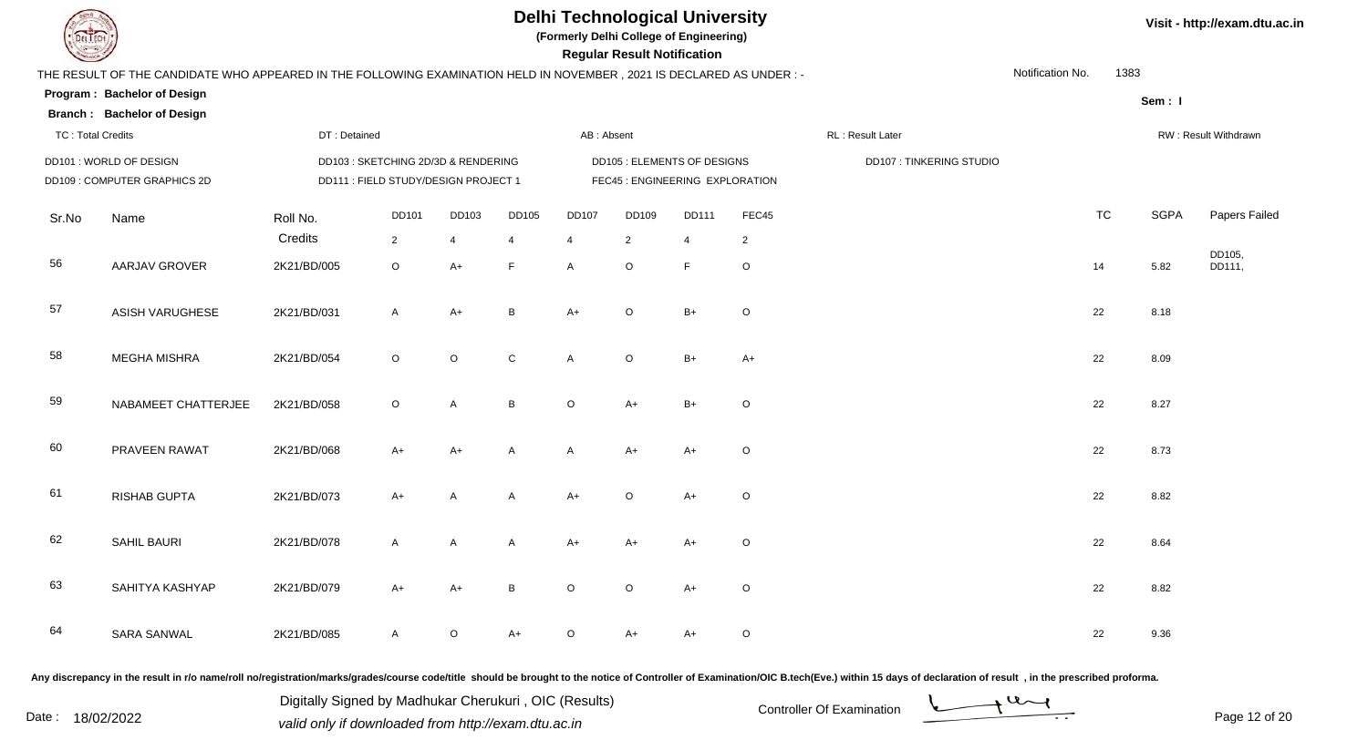# Delhi Technological University

**(Formerly Delhi College of Engineering)**

**Regular Result Notification**

Visit - http://exam.dtu.ac.in

THE RESULT OF THE CANDIDATE WHO APPEARED IN THE FOLLOWING EXAMINATION HELD IN NOVEMBER , 2021 IS DECLARED AS UNDER : -

Notification No. 1383

**Program : Bachelor of Design**

**Branch : Bachelor of Design**

Sem : I

TC : Total Credits | DT : Detained | AB : Absent | RL : Result Later | RW : Result Withdrawn

DD101 : WORLD OF DESIGN
DD103 : SKETCHING 2D/3D & RENDERING
DD105 : ELEMENTS OF DESIGNS
DD107 : TINKERING STUDIO
DD109 : COMPUTER GRAPHICS 2D
DD111 : FIELD STUDY/DESIGN PROJECT 1
FEC45 : ENGINEERING EXPLORATION

| Sr.No | Name | Roll No. | DD101 | DD103 | DD105 | DD107 | DD109 | DD111 | FEC45 | TC | SGPA | Papers Failed |
|---|---|---|---|---|---|---|---|---|---|---|---|---|
| | | Credits | 2 | 4 | 4 | 4 | 2 | 4 | 2 | | | |
| 56 | AARJAV GROVER | 2K21/BD/005 | O | A+ | F | A | O | F | O | 14 | 5.82 | DD105, DD111, |
| 57 | ASISH VARUGHESE | 2K21/BD/031 | A | A+ | B | A+ | O | B+ | O | 22 | 8.18 | |
| 58 | MEGHA MISHRA | 2K21/BD/054 | O | O | C | A | O | B+ | A+ | 22 | 8.09 | |
| 59 | NABAMEET CHATTERJEE | 2K21/BD/058 | O | A | B | O | A+ | B+ | O | 22 | 8.27 | |
| 60 | PRAVEEN RAWAT | 2K21/BD/068 | A+ | A+ | A | A | A+ | A+ | O | 22 | 8.73 | |
| 61 | RISHAB GUPTA | 2K21/BD/073 | A+ | A | A | A+ | O | A+ | O | 22 | 8.82 | |
| 62 | SAHIL BAURI | 2K21/BD/078 | A | A | A | A+ | A+ | A+ | O | 22 | 8.64 | |
| 63 | SAHITYA KASHYAP | 2K21/BD/079 | A+ | A+ | B | O | O | A+ | O | 22 | 8.82 | |
| 64 | SARA SANWAL | 2K21/BD/085 | A | O | A+ | O | A+ | A+ | O | 22 | 9.36 | |

Any discrepancy in the result in r/o name/roll no/registration/marks/grades/course code/title should be brought to the notice of Controller of Examination/OIC B.tech(Eve.) within 15 days of declaration of result , in the prescribed proforma.

Date : 18/02/2022

Digitally Signed by Madhukar Cherukuri , OIC (Results)
valid only if downloaded from http://exam.dtu.ac.in

Controller Of Examination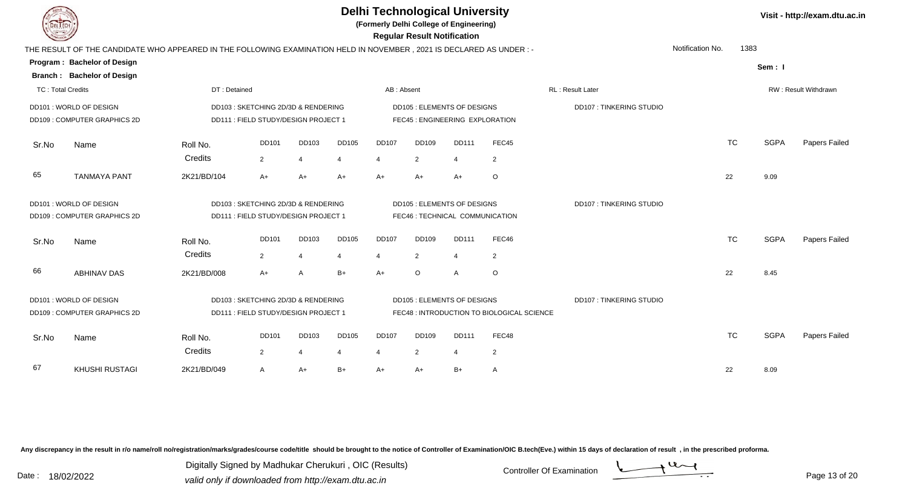# Delhi Technological University

**(Formerly Delhi College of Engineering)**

**Regular Result Notification**

Visit - http://exam.dtu.ac.in

THE RESULT OF THE CANDIDATE WHO APPEARED IN THE FOLLOWING EXAMINATION HELD IN NOVEMBER , 2021 IS DECLARED AS UNDER : -

Notification No. 1383

**Program : Bachelor of Design**

**Branch : Bachelor of Design**

Sem : I

TC : Total Credits | DT : Detained | AB : Absent | RL : Result Later | RW : Result Withdrawn

DD101 : WORLD OF DESIGN
DD103 : SKETCHING 2D/3D & RENDERING
DD105 : ELEMENTS OF DESIGNS
DD107 : TINKERING STUDIO
DD109 : COMPUTER GRAPHICS 2D
DD111 : FIELD STUDY/DESIGN PROJECT 1
FEC45 : ENGINEERING EXPLORATION

| Sr.No | Name | Roll No. | DD101 | DD103 | DD105 | DD107 | DD109 | DD111 | FEC45 | TC | SGPA | Papers Failed |
|---|---|---|---|---|---|---|---|---|---|---|---|---|
| | | Credits | 2 | 4 | 4 | 4 | 2 | 4 | 2 | | | |
| 65 | TANMAYA PANT | 2K21/BD/104 | A+ | A+ | A+ | A+ | A+ | A+ | O | 22 | 9.09 | |

DD101 : WORLD OF DESIGN
DD103 : SKETCHING 2D/3D & RENDERING
DD105 : ELEMENTS OF DESIGNS
DD107 : TINKERING STUDIO
DD109 : COMPUTER GRAPHICS 2D
DD111 : FIELD STUDY/DESIGN PROJECT 1
FEC46 : TECHNICAL COMMUNICATION

| Sr.No | Name | Roll No. | DD101 | DD103 | DD105 | DD107 | DD109 | DD111 | FEC46 | TC | SGPA | Papers Failed |
|---|---|---|---|---|---|---|---|---|---|---|---|---|
| | | Credits | 2 | 4 | 4 | 4 | 2 | 4 | 2 | | | |
| 66 | ABHINAV DAS | 2K21/BD/008 | A+ | A | B+ | A+ | O | A | O | 22 | 8.45 | |

DD101 : WORLD OF DESIGN
DD103 : SKETCHING 2D/3D & RENDERING
DD105 : ELEMENTS OF DESIGNS
DD107 : TINKERING STUDIO
DD109 : COMPUTER GRAPHICS 2D
DD111 : FIELD STUDY/DESIGN PROJECT 1
FEC48 : INTRODUCTION TO BIOLOGICAL SCIENCE

| Sr.No | Name | Roll No. | DD101 | DD103 | DD105 | DD107 | DD109 | DD111 | FEC48 | TC | SGPA | Papers Failed |
|---|---|---|---|---|---|---|---|---|---|---|---|---|
| | | Credits | 2 | 4 | 4 | 4 | 2 | 4 | 2 | | | |
| 67 | KHUSHI RUSTAGI | 2K21/BD/049 | A | A+ | B+ | A+ | A+ | B+ | A | 22 | 8.09 | |

Any discrepancy in the result in r/o name/roll no/registration/marks/grades/course code/title should be brought to the notice of Controller of Examination/OIC B.tech(Eve.) within 15 days of declaration of result , in the prescribed proforma.

Date : 18/02/2022

Digitally Signed by Madhukar Cherukuri , OIC (Results)
valid only if downloaded from http://exam.dtu.ac.in

Controller Of Examination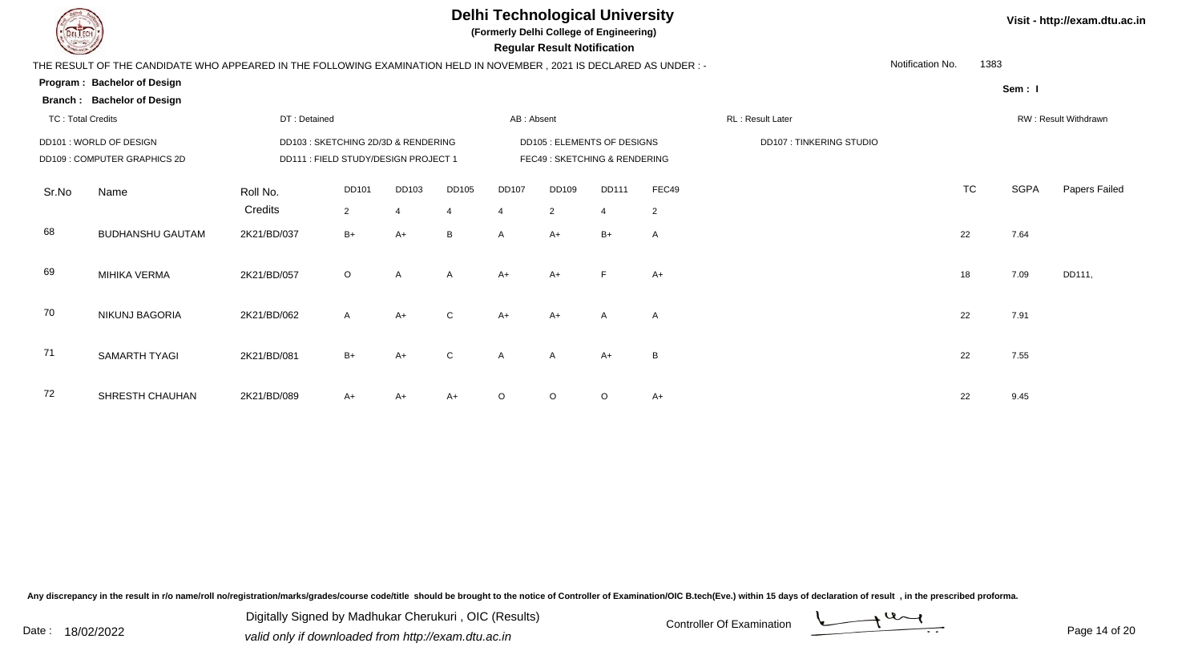# Delhi Technological University

**(Formerly Delhi College of Engineering)**

**Regular Result Notification**

Visit - http://exam.dtu.ac.in

THE RESULT OF THE CANDIDATE WHO APPEARED IN THE FOLLOWING EXAMINATION HELD IN NOVEMBER , 2021 IS DECLARED AS UNDER : -

Notification No. 1383

**Program : Bachelor of Design**

**Branch : Bachelor of Design**

Sem : I

TC : Total Credits | DT : Detained | AB : Absent | RL : Result Later | RW : Result Withdrawn

DD101 : WORLD OF DESIGN
DD103 : SKETCHING 2D/3D & RENDERING
DD105 : ELEMENTS OF DESIGNS
DD107 : TINKERING STUDIO
DD109 : COMPUTER GRAPHICS 2D
DD111 : FIELD STUDY/DESIGN PROJECT 1
FEC49 : SKETCHING & RENDERING

| Sr.No | Name | Roll No. | DD101 | DD103 | DD105 | DD107 | DD109 | DD111 | FEC49 | TC | SGPA | Papers Failed |
|---|---|---|---|---|---|---|---|---|---|---|---|---|
| | | Credits | 2 | 4 | 4 | 4 | 2 | 4 | 2 | | | |
| 68 | BUDHANSHU GAUTAM | 2K21/BD/037 | B+ | A+ | B | A | A+ | B+ | A | 22 | 7.64 | |
| 69 | MIHIKA VERMA | 2K21/BD/057 | O | A | A | A+ | A+ | F | A+ | 18 | 7.09 | DD111, |
| 70 | NIKUNJ BAGORIA | 2K21/BD/062 | A | A+ | C | A+ | A+ | A | A | 22 | 7.91 | |
| 71 | SAMARTH TYAGI | 2K21/BD/081 | B+ | A+ | C | A | A | A+ | B | 22 | 7.55 | |
| 72 | SHRESTH CHAUHAN | 2K21/BD/089 | A+ | A+ | A+ | O | O | O | A+ | 22 | 9.45 | |

Any discrepancy in the result in r/o name/roll no/registration/marks/grades/course code/title should be brought to the notice of Controller of Examination/OIC B.tech(Eve.) within 15 days of declaration of result , in the prescribed proforma.

Date : 18/02/2022

Digitally Signed by Madhukar Cherukuri , OIC (Results)
*valid only if downloaded from http://exam.dtu.ac.in*

Controller Of Examination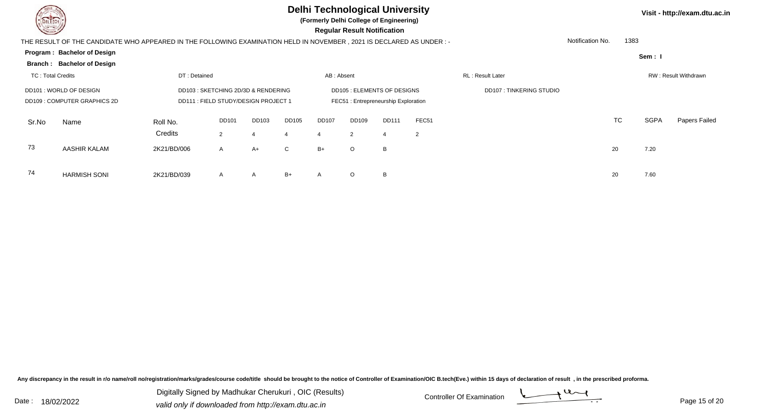# Delhi Technological University

**(Formerly Delhi College of Engineering)**

**Regular Result Notification**

Visit - http://exam.dtu.ac.in

THE RESULT OF THE CANDIDATE WHO APPEARED IN THE FOLLOWING EXAMINATION HELD IN NOVEMBER , 2021 IS DECLARED AS UNDER : -

Notification No. 1383

**Program : Bachelor of Design**

**Sem : I**

**Branch : Bachelor of Design**

TC : Total Credits | DT : Detained | AB : Absent | RL : Result Later | RW : Result Withdrawn

DD101 : WORLD OF DESIGN | DD103 : SKETCHING 2D/3D & RENDERING | DD105 : ELEMENTS OF DESIGNS | DD107 : TINKERING STUDIO

DD109 : COMPUTER GRAPHICS 2D | DD111 : FIELD STUDY/DESIGN PROJECT 1 | FEC51 : Entrepreneurship Exploration

| Sr.No | Name | Roll No. | DD101 | DD103 | DD105 | DD107 | DD109 | DD111 | FEC51 | TC | SGPA | Papers Failed |
|---|---|---|---|---|---|---|---|---|---|---|---|---|
| | | Credits | 2 | 4 | 4 | 4 | 2 | 4 | 2 | | | |
| 73 | AASHIR KALAM | 2K21/BD/006 | A | A+ | C | B+ | O | B | | 20 | 7.20 | |
| 74 | HARMISH SONI | 2K21/BD/039 | A | A | B+ | A | O | B | | 20 | 7.60 | |

Any discrepancy in the result in r/o name/roll no/registration/marks/grades/course code/title should be brought to the notice of Controller of Examination/OIC B.tech(Eve.) within 15 days of declaration of result , in the prescribed proforma.

Date : 18/02/2022

Digitally Signed by Madhukar Cherukuri , OIC (Results)

*valid only if downloaded from http://exam.dtu.ac.in*

Controller Of Examination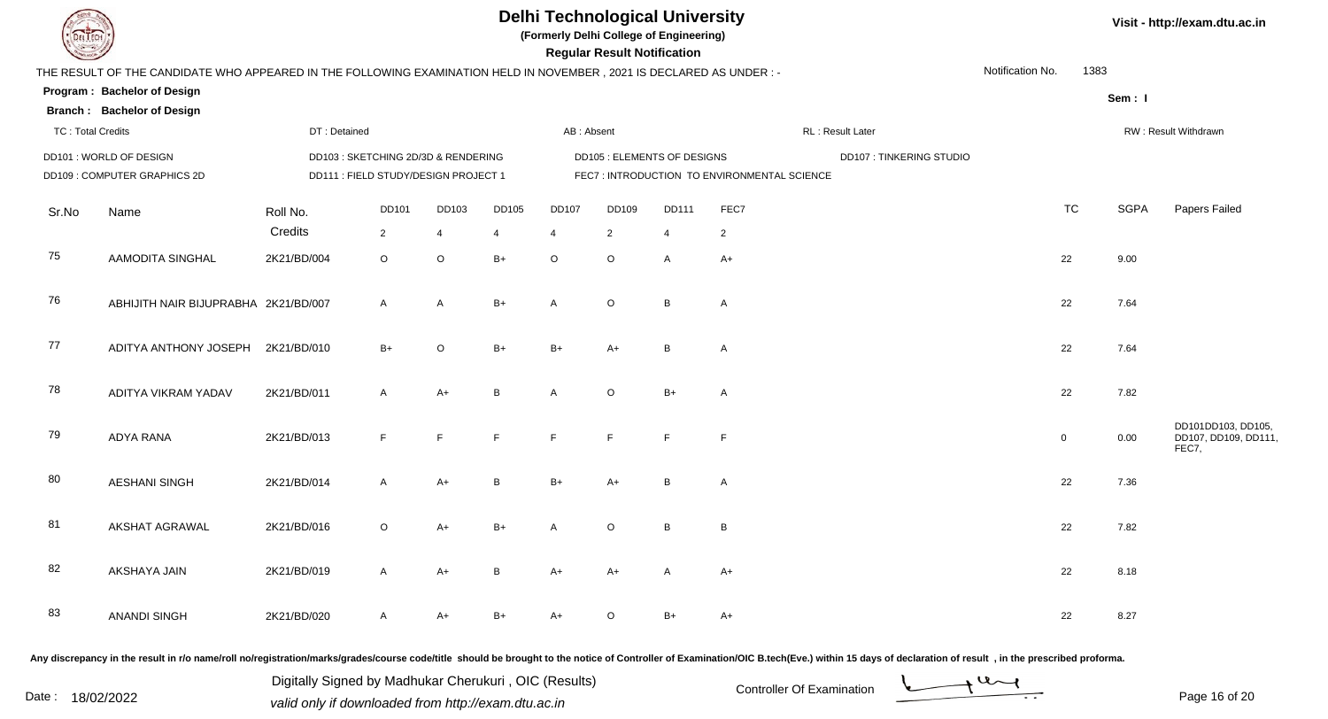# Delhi Technological University

**(Formerly Delhi College of Engineering)**

**Regular Result Notification**

Visit - http://exam.dtu.ac.in

THE RESULT OF THE CANDIDATE WHO APPEARED IN THE FOLLOWING EXAMINATION HELD IN NOVEMBER , 2021 IS DECLARED AS UNDER : -

Notification No. 1383

**Program : Bachelor of Design**

**Sem : I**

**Branch : Bachelor of Design**

TC : Total Credits | DT : Detained | AB : Absent | RL : Result Later | RW : Result Withdrawn

DD101 : WORLD OF DESIGN
DD103 : SKETCHING 2D/3D & RENDERING
DD105 : ELEMENTS OF DESIGNS
DD107 : TINKERING STUDIO
DD109 : COMPUTER GRAPHICS 2D
DD111 : FIELD STUDY/DESIGN PROJECT 1
FEC7 : INTRODUCTION TO ENVIRONMENTAL SCIENCE

| Sr.No | Name | Roll No. | DD101 | DD103 | DD105 | DD107 | DD109 | DD111 | FEC7 | TC | SGPA | Papers Failed |
|---|---|---|---|---|---|---|---|---|---|---|---|---|
| | | Credits | 2 | 4 | 4 | 4 | 2 | 4 | 2 | | | |
| 75 | AAMODITA SINGHAL | 2K21/BD/004 | O | O | B+ | O | O | A | A+ | 22 | 9.00 | |
| 76 | ABHIJITH NAIR BIJUPRABHA | 2K21/BD/007 | A | A | B+ | A | O | B | A | 22 | 7.64 | |
| 77 | ADITYA ANTHONY JOSEPH | 2K21/BD/010 | B+ | O | B+ | B+ | A+ | B | A | 22 | 7.64 | |
| 78 | ADITYA VIKRAM YADAV | 2K21/BD/011 | A | A+ | B | A | O | B+ | A | 22 | 7.82 | |
| 79 | ADYA RANA | 2K21/BD/013 | F | F | F | F | F | F | F | 0 | 0.00 | DD101DD103, DD105, DD107, DD109, DD111, FEC7, |
| 80 | AESHANI SINGH | 2K21/BD/014 | A | A+ | B | B+ | A+ | B | A | 22 | 7.36 | |
| 81 | AKSHAT AGRAWAL | 2K21/BD/016 | O | A+ | B+ | A | O | B | B | 22 | 7.82 | |
| 82 | AKSHAYA JAIN | 2K21/BD/019 | A | A+ | B | A+ | A+ | A | A+ | 22 | 8.18 | |
| 83 | ANANDI SINGH | 2K21/BD/020 | A | A+ | B+ | A+ | O | B+ | A+ | 22 | 8.27 | |

Any discrepancy in the result in r/o name/roll no/registration/marks/grades/course code/title should be brought to the notice of Controller of Examination/OIC B.tech(Eve.) within 15 days of declaration of result , in the prescribed proforma.

Date : 18/02/2022

Digitally Signed by Madhukar Cherukuri , OIC (Results)
valid only if downloaded from http://exam.dtu.ac.in

Controller Of Examination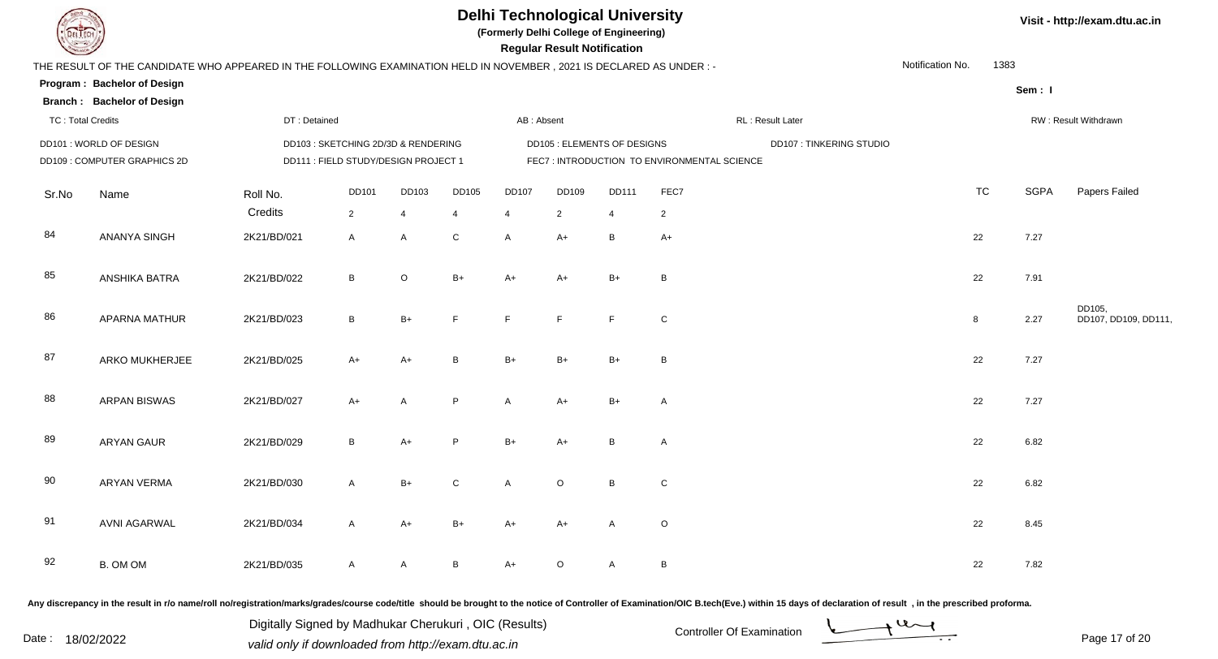# Delhi Technological University

**(Formerly Delhi College of Engineering)**

**Regular Result Notification**

Visit - http://exam.dtu.ac.in

THE RESULT OF THE CANDIDATE WHO APPEARED IN THE FOLLOWING EXAMINATION HELD IN NOVEMBER , 2021 IS DECLARED AS UNDER : -

Notification No. 1383

**Program : Bachelor of Design**

**Branch : Bachelor of Design**

Sem : I

TC : Total Credits | DT : Detained | AB : Absent | RL : Result Later | RW : Result Withdrawn

DD101 : WORLD OF DESIGN
DD103 : SKETCHING 2D/3D & RENDERING
DD105 : ELEMENTS OF DESIGNS
DD107 : TINKERING STUDIO
DD109 : COMPUTER GRAPHICS 2D
DD111 : FIELD STUDY/DESIGN PROJECT 1
FEC7 : INTRODUCTION TO ENVIRONMENTAL SCIENCE

| Sr.No | Name | Roll No. | DD101 | DD103 | DD105 | DD107 | DD109 | DD111 | FEC7 | TC | SGPA | Papers Failed |
|---|---|---|---|---|---|---|---|---|---|---|---|---|
| | | Credits | 2 | 4 | 4 | 4 | 2 | 4 | 2 | | | |
| 84 | ANANYA SINGH | 2K21/BD/021 | A | A | C | A | A+ | B | A+ | 22 | 7.27 | |
| 85 | ANSHIKA BATRA | 2K21/BD/022 | B | O | B+ | A+ | A+ | B+ | B | 22 | 7.91 | |
| 86 | APARNA MATHUR | 2K21/BD/023 | B | B+ | F | F | F | F | C | 8 | 2.27 | DD105, DD107, DD109, DD111, |
| 87 | ARKO MUKHERJEE | 2K21/BD/025 | A+ | A+ | B | B+ | B+ | B+ | B | 22 | 7.27 | |
| 88 | ARPAN BISWAS | 2K21/BD/027 | A+ | A | P | A | A+ | B+ | A | 22 | 7.27 | |
| 89 | ARYAN GAUR | 2K21/BD/029 | B | A+ | P | B+ | A+ | B | A | 22 | 6.82 | |
| 90 | ARYAN VERMA | 2K21/BD/030 | A | B+ | C | A | O | B | C | 22 | 6.82 | |
| 91 | AVNI AGARWAL | 2K21/BD/034 | A | A+ | B+ | A+ | A+ | A | O | 22 | 8.45 | |
| 92 | B. OM OM | 2K21/BD/035 | A | A | B | A+ | O | A | B | 22 | 7.82 | |

Any discrepancy in the result in r/o name/roll no/registration/marks/grades/course code/title should be brought to the notice of Controller of Examination/OIC B.tech(Eve.) within 15 days of declaration of result , in the prescribed proforma.

Date : 18/02/2022

Digitally Signed by Madhukar Cherukuri , OIC (Results)
valid only if downloaded from http://exam.dtu.ac.in

Controller Of Examination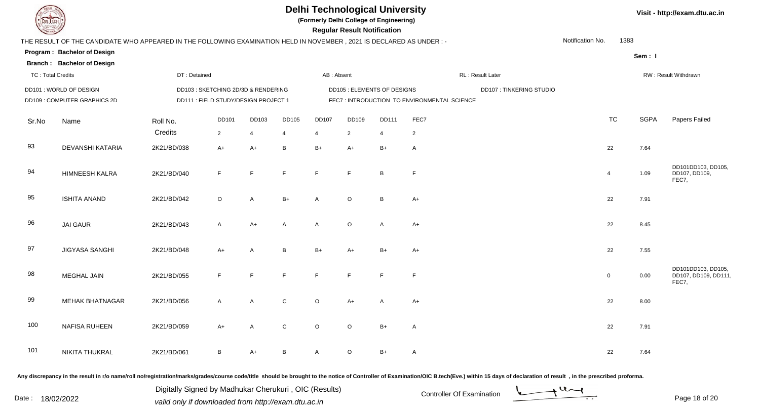# Delhi Technological University

**(Formerly Delhi College of Engineering)**

**Regular Result Notification**

Visit - http://exam.dtu.ac.in

THE RESULT OF THE CANDIDATE WHO APPEARED IN THE FOLLOWING EXAMINATION HELD IN NOVEMBER , 2021 IS DECLARED AS UNDER : -

Notification No. 1383

**Program : Bachelor of Design**

**Branch : Bachelor of Design**

Sem : I

TC : Total Credits | DT : Detained | AB : Absent | RL : Result Later | RW : Result Withdrawn

DD101 : WORLD OF DESIGN
DD103 : SKETCHING 2D/3D & RENDERING
DD105 : ELEMENTS OF DESIGNS
DD107 : TINKERING STUDIO
DD109 : COMPUTER GRAPHICS 2D
DD111 : FIELD STUDY/DESIGN PROJECT 1
FEC7 : INTRODUCTION TO ENVIRONMENTAL SCIENCE

| Sr.No | Name | Roll No. | DD101 | DD103 | DD105 | DD107 | DD109 | DD111 | FEC7 | TC | SGPA | Papers Failed |
|---|---|---|---|---|---|---|---|---|---|---|---|---|
| | | Credits | 2 | 4 | 4 | 4 | 2 | 4 | 2 | | | |
| 93 | DEVANSHI KATARIA | 2K21/BD/038 | A+ | A+ | B | B+ | A+ | B+ | A | 22 | 7.64 | |
| 94 | HIMNEESH KALRA | 2K21/BD/040 | F | F | F | F | F | B | F | 4 | 1.09 | DD101DD103, DD105, DD107, DD109, FEC7, |
| 95 | ISHITA ANAND | 2K21/BD/042 | O | A | B+ | A | O | B | A+ | 22 | 7.91 | |
| 96 | JAI GAUR | 2K21/BD/043 | A | A+ | A | A | O | A | A+ | 22 | 8.45 | |
| 97 | JIGYASA SANGHI | 2K21/BD/048 | A+ | A | B | B+ | A+ | B+ | A+ | 22 | 7.55 | |
| 98 | MEGHAL JAIN | 2K21/BD/055 | F | F | F | F | F | F | F | 0 | 0.00 | DD101DD103, DD105, DD107, DD109, DD111, FEC7, |
| 99 | MEHAK BHATNAGAR | 2K21/BD/056 | A | A | C | O | A+ | A | A+ | 22 | 8.00 | |
| 100 | NAFISA RUHEEN | 2K21/BD/059 | A+ | A | C | O | O | B+ | A | 22 | 7.91 | |
| 101 | NIKITA THUKRAL | 2K21/BD/061 | B | A+ | B | A | O | B+ | A | 22 | 7.64 | |

Any discrepancy in the result in r/o name/roll no/registration/marks/grades/course code/title should be brought to the notice of Controller of Examination/OIC B.tech(Eve.) within 15 days of declaration of result , in the prescribed proforma.

Date : 18/02/2022

Digitally Signed by Madhukar Cherukuri , OIC (Results)
valid only if downloaded from http://exam.dtu.ac.in

Controller Of Examination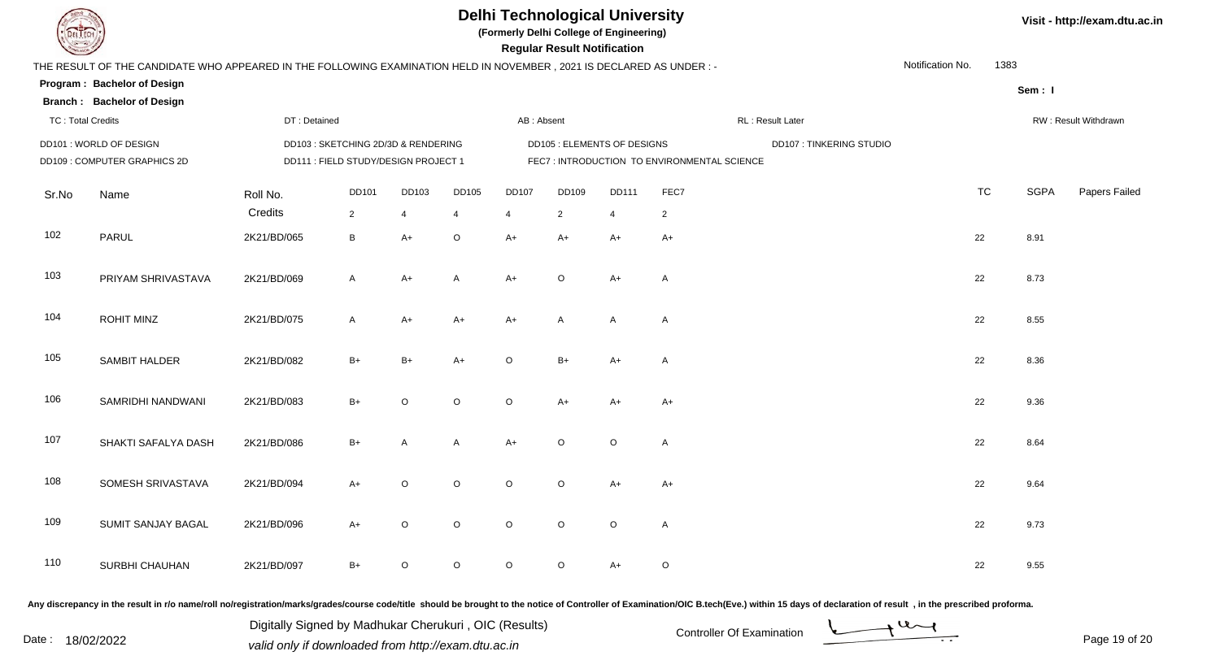# Delhi Technological University

**(Formerly Delhi College of Engineering)**

**Regular Result Notification**

Visit - http://exam.dtu.ac.in

THE RESULT OF THE CANDIDATE WHO APPEARED IN THE FOLLOWING EXAMINATION HELD IN NOVEMBER , 2021 IS DECLARED AS UNDER : -

Notification No. 1383

**Program : Bachelor of Design**

**Branch : Bachelor of Design**

Sem : I

TC : Total Credits | DT : Detained | AB : Absent | RL : Result Later | RW : Result Withdrawn

DD101 : WORLD OF DESIGN | DD103 : SKETCHING 2D/3D & RENDERING | DD105 : ELEMENTS OF DESIGNS | DD107 : TINKERING STUDIO
DD109 : COMPUTER GRAPHICS 2D | DD111 : FIELD STUDY/DESIGN PROJECT 1 | FEC7 : INTRODUCTION TO ENVIRONMENTAL SCIENCE

| Sr.No | Name | Roll No. | DD101 | DD103 | DD105 | DD107 | DD109 | DD111 | FEC7 | TC | SGPA | Papers Failed |
|---|---|---|---|---|---|---|---|---|---|---|---|---|
| | | Credits | 2 | 4 | 4 | 4 | 2 | 4 | 2 | | | |
| 102 | PARUL | 2K21/BD/065 | B | A+ | O | A+ | A+ | A+ | A+ | 22 | 8.91 | |
| 103 | PRIYAM SHRIVASTAVA | 2K21/BD/069 | A | A+ | A | A+ | O | A+ | A | 22 | 8.73 | |
| 104 | ROHIT MINZ | 2K21/BD/075 | A | A+ | A+ | A+ | A | A | A | 22 | 8.55 | |
| 105 | SAMBIT HALDER | 2K21/BD/082 | B+ | B+ | A+ | O | B+ | A+ | A | 22 | 8.36 | |
| 106 | SAMRIDHI NANDWANI | 2K21/BD/083 | B+ | O | O | O | A+ | A+ | A+ | 22 | 9.36 | |
| 107 | SHAKTI SAFALYA DASH | 2K21/BD/086 | B+ | A | A | A+ | O | O | A | 22 | 8.64 | |
| 108 | SOMESH SRIVASTAVA | 2K21/BD/094 | A+ | O | O | O | O | A+ | A+ | 22 | 9.64 | |
| 109 | SUMIT SANJAY BAGAL | 2K21/BD/096 | A+ | O | O | O | O | O | A | 22 | 9.73 | |
| 110 | SURBHI CHAUHAN | 2K21/BD/097 | B+ | O | O | O | O | A+ | O | 22 | 9.55 | |

Any discrepancy in the result in r/o name/roll no/registration/marks/grades/course code/title should be brought to the notice of Controller of Examination/OIC B.tech(Eve.) within 15 days of declaration of result , in the prescribed proforma.

Date : 18/02/2022

Digitally Signed by Madhukar Cherukuri , OIC (Results)
valid only if downloaded from http://exam.dtu.ac.in

Controller Of Examination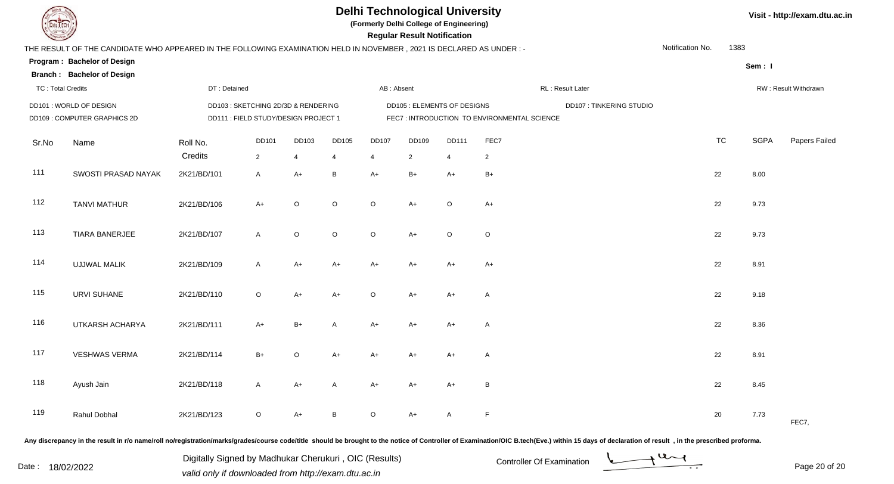# Delhi Technological University

**(Formerly Delhi College of Engineering)**

**Regular Result Notification**

Visit - http://exam.dtu.ac.in

THE RESULT OF THE CANDIDATE WHO APPEARED IN THE FOLLOWING EXAMINATION HELD IN NOVEMBER , 2021 IS DECLARED AS UNDER : -

Notification No. 1383

**Program : Bachelor of Design**

**Sem : I**

**Branch : Bachelor of Design**

TC : Total Credits | DT : Detained | AB : Absent | RL : Result Later | RW : Result Withdrawn

DD101 : WORLD OF DESIGN
DD103 : SKETCHING 2D/3D & RENDERING
DD105 : ELEMENTS OF DESIGNS
DD107 : TINKERING STUDIO
DD109 : COMPUTER GRAPHICS 2D
DD111 : FIELD STUDY/DESIGN PROJECT 1
FEC7 : INTRODUCTION TO ENVIRONMENTAL SCIENCE

| Sr.No | Name | Roll No. | DD101 | DD103 | DD105 | DD107 | DD109 | DD111 | FEC7 | TC | SGPA | Papers Failed |
|---|---|---|---|---|---|---|---|---|---|---|---|---|
| | | Credits | 2 | 4 | 4 | 4 | 2 | 4 | 2 | | | |
| 111 | SWOSTI PRASAD NAYAK | 2K21/BD/101 | A | A+ | B | A+ | B+ | A+ | B+ | 22 | 8.00 | |
| 112 | TANVI MATHUR | 2K21/BD/106 | A+ | O | O | O | A+ | O | A+ | 22 | 9.73 | |
| 113 | TIARA BANERJEE | 2K21/BD/107 | A | O | O | O | A+ | O | O | 22 | 9.73 | |
| 114 | UJJWAL MALIK | 2K21/BD/109 | A | A+ | A+ | A+ | A+ | A+ | A+ | 22 | 8.91 | |
| 115 | URVI SUHANE | 2K21/BD/110 | O | A+ | A+ | O | A+ | A+ | A | 22 | 9.18 | |
| 116 | UTKARSH ACHARYA | 2K21/BD/111 | A+ | B+ | A | A+ | A+ | A+ | A | 22 | 8.36 | |
| 117 | VESHWAS VERMA | 2K21/BD/114 | B+ | O | A+ | A+ | A+ | A+ | A | 22 | 8.91 | |
| 118 | Ayush Jain | 2K21/BD/118 | A | A+ | A | A+ | A+ | A+ | B | 22 | 8.45 | |
| 119 | Rahul Dobhal | 2K21/BD/123 | O | A+ | B | O | A+ | A | F | 20 | 7.73 | FEC7, |

Any discrepancy in the result in r/o name/roll no/registration/marks/grades/course code/title should be brought to the notice of Controller of Examination/OIC B.tech(Eve.) within 15 days of declaration of result , in the prescribed proforma.

Date : 18/02/2022

Digitally Signed by Madhukar Cherukuri , OIC (Results)
valid only if downloaded from http://exam.dtu.ac.in

Controller Of Examination